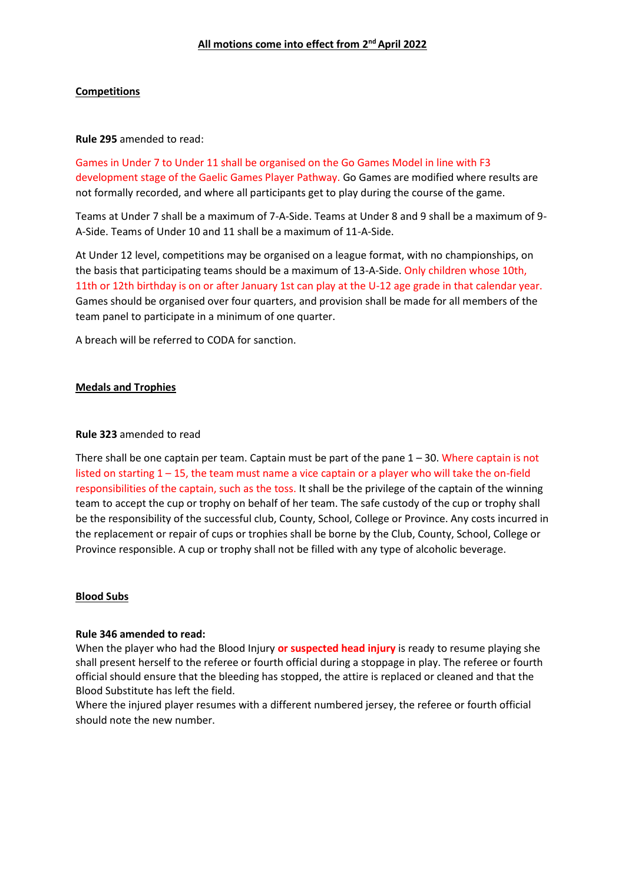**All motions come into effect from 2nd April 2022**

**Competitions**

**Rule 295** amended to read:

Games in Under 7 to Under 11 shall be organised on the Go Games Model in line with F3 development stage of the Gaelic Games Player Pathway. Go Games are modified where results are not formally recorded, and where all participants get to play during the course of the game.

Teams at Under 7 shall be a maximum of 7-A-Side. Teams at Under 8 and 9 shall be a maximum of 9-A-Side. Teams of Under 10 and 11 shall be a maximum of 11-A-Side.

At Under 12 level, competitions may be organised on a league format, with no championships, on the basis that participating teams should be a maximum of 13-A-Side. Only children whose 10th, 11th or 12th birthday is on or after January 1st can play at the U-12 age grade in that calendar year. Games should be organised over four quarters, and provision shall be made for all members of the team panel to participate in a minimum of one quarter.

A breach will be referred to CODA for sanction.

**Medals and Trophies**

**Rule 323** amended to read

There shall be one captain per team. Captain must be part of the pane 1 – 30. Where captain is not listed on starting 1 – 15, the team must name a vice captain or a player who will take the on-field responsibilities of the captain, such as the toss. It shall be the privilege of the captain of the winning team to accept the cup or trophy on behalf of her team. The safe custody of the cup or trophy shall be the responsibility of the successful club, County, School, College or Province. Any costs incurred in the replacement or repair of cups or trophies shall be borne by the Club, County, School, College or Province responsible. A cup or trophy shall not be filled with any type of alcoholic beverage.

**Blood Subs**

**Rule 346 amended to read:**
When the player who had the Blood Injury **or suspected head injury** is ready to resume playing she shall present herself to the referee or fourth official during a stoppage in play. The referee or fourth official should ensure that the bleeding has stopped, the attire is replaced or cleaned and that the Blood Substitute has left the field.
Where the injured player resumes with a different numbered jersey, the referee or fourth official should note the new number.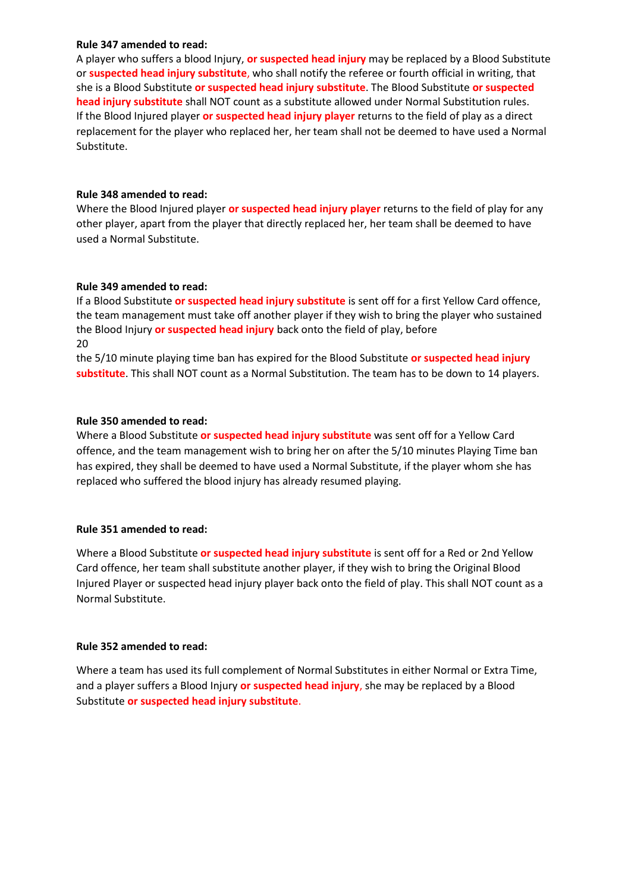**Rule 347 amended to read:**

A player who suffers a blood Injury, **or suspected head injury** may be replaced by a Blood Substitute or **suspected head injury substitute**, who shall notify the referee or fourth official in writing, that she is a Blood Substitute **or suspected head injury substitute**. The Blood Substitute **or suspected head injury substitute** shall NOT count as a substitute allowed under Normal Substitution rules. If the Blood Injured player **or suspected head injury player** returns to the field of play as a direct replacement for the player who replaced her, her team shall not be deemed to have used a Normal Substitute.

**Rule 348 amended to read:**

Where the Blood Injured player **or suspected head injury player** returns to the field of play for any other player, apart from the player that directly replaced her, her team shall be deemed to have used a Normal Substitute.

**Rule 349 amended to read:**

If a Blood Substitute **or suspected head injury substitute** is sent off for a first Yellow Card offence, the team management must take off another player if they wish to bring the player who sustained the Blood Injury **or suspected head injury** back onto the field of play, before the 5/10 minute playing time ban has expired for the Blood Substitute **or suspected head injury substitute**. This shall NOT count as a Normal Substitution. The team has to be down to 14 players.

**Rule 350 amended to read:**

Where a Blood Substitute **or suspected head injury substitute** was sent off for a Yellow Card offence, and the team management wish to bring her on after the 5/10 minutes Playing Time ban has expired, they shall be deemed to have used a Normal Substitute, if the player whom she has replaced who suffered the blood injury has already resumed playing.

**Rule 351 amended to read:**

Where a Blood Substitute **or suspected head injury substitute** is sent off for a Red or 2nd Yellow Card offence, her team shall substitute another player, if they wish to bring the Original Blood Injured Player or suspected head injury player back onto the field of play. This shall NOT count as a Normal Substitute.

**Rule 352 amended to read:**

Where a team has used its full complement of Normal Substitutes in either Normal or Extra Time, and a player suffers a Blood Injury **or suspected head injury**, she may be replaced by a Blood Substitute **or suspected head injury substitute**.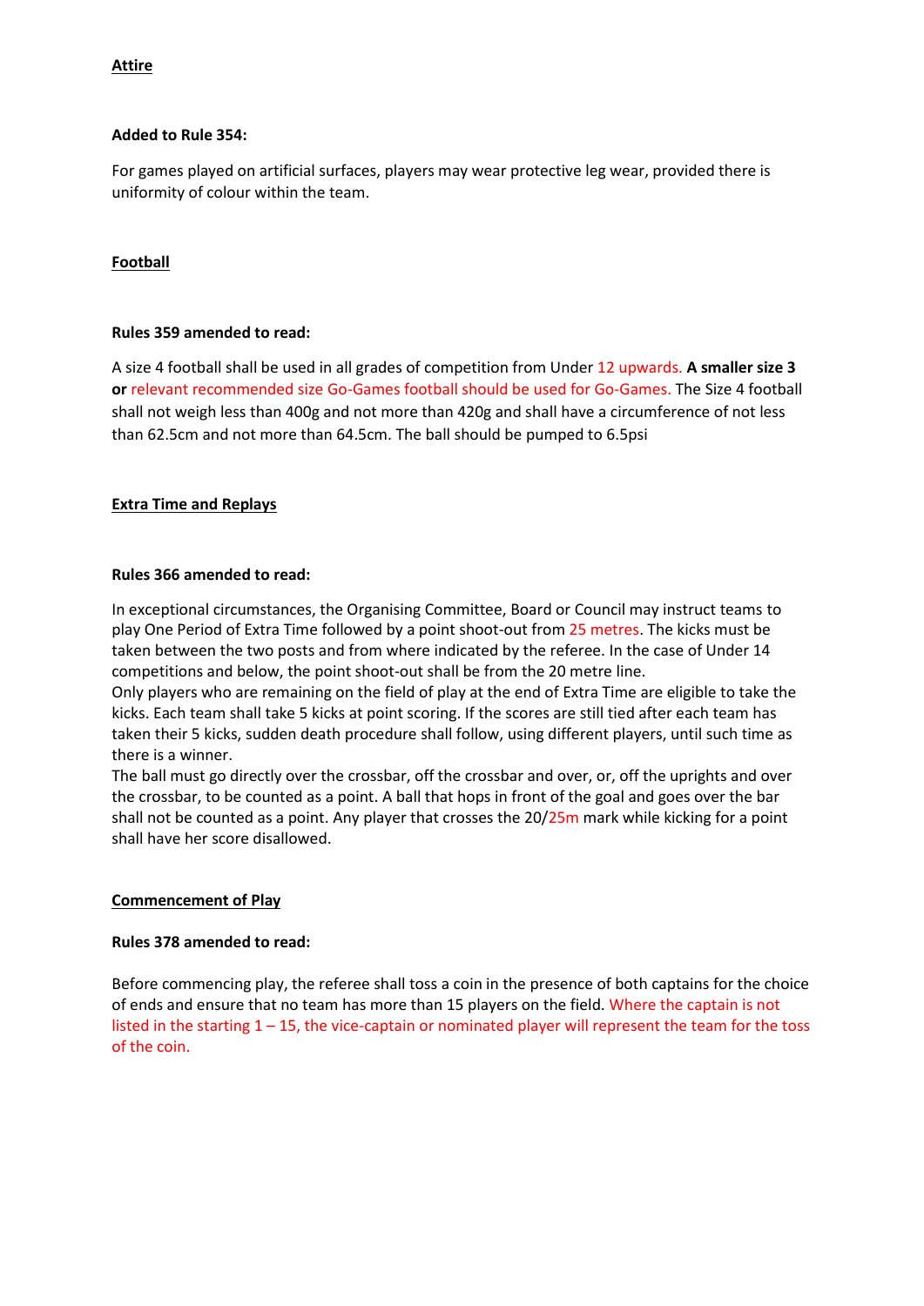**Attire**

**Added to Rule 354:**

For games played on artificial surfaces, players may wear protective leg wear, provided there is uniformity of colour within the team.

**Football**

**Rules 359 amended to read:**

A size 4 football shall be used in all grades of competition from Under 12 upwards. **A smaller size 3 or** relevant recommended size Go-Games football should be used for Go-Games. The Size 4 football shall not weigh less than 400g and not more than 420g and shall have a circumference of not less than 62.5cm and not more than 64.5cm. The ball should be pumped to 6.5psi

**Extra Time and Replays**

**Rules 366 amended to read:**

In exceptional circumstances, the Organising Committee, Board or Council may instruct teams to play One Period of Extra Time followed by a point shoot-out from 25 metres. The kicks must be taken between the two posts and from where indicated by the referee. In the case of Under 14 competitions and below, the point shoot-out shall be from the 20 metre line.
Only players who are remaining on the field of play at the end of Extra Time are eligible to take the kicks. Each team shall take 5 kicks at point scoring. If the scores are still tied after each team has taken their 5 kicks, sudden death procedure shall follow, using different players, until such time as there is a winner.
The ball must go directly over the crossbar, off the crossbar and over, or, off the uprights and over the crossbar, to be counted as a point. A ball that hops in front of the goal and goes over the bar shall not be counted as a point. Any player that crosses the 20/25m mark while kicking for a point shall have her score disallowed.

**Commencement of Play**

**Rules 378 amended to read:**

Before commencing play, the referee shall toss a coin in the presence of both captains for the choice of ends and ensure that no team has more than 15 players on the field. Where the captain is not listed in the starting 1 – 15, the vice-captain or nominated player will represent the team for the toss of the coin.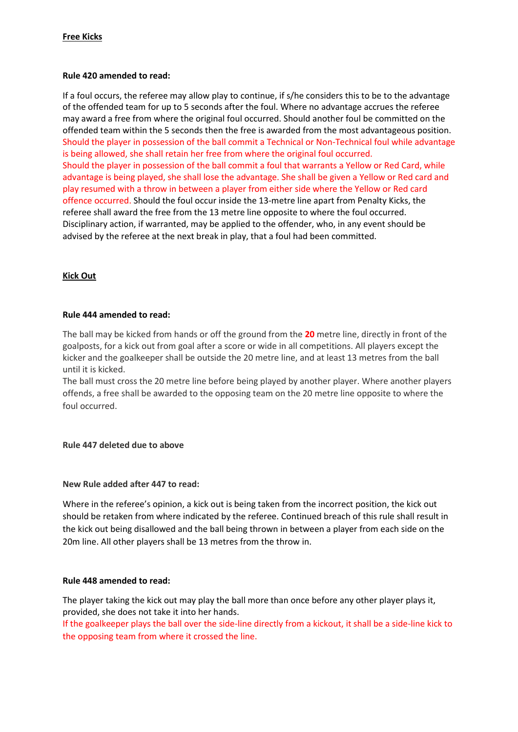**Free Kicks**

**Rule 420 amended to read:**

If a foul occurs, the referee may allow play to continue, if s/he considers this to be to the advantage of the offended team for up to 5 seconds after the foul. Where no advantage accrues the referee may award a free from where the original foul occurred. Should another foul be committed on the offended team within the 5 seconds then the free is awarded from the most advantageous position. Should the player in possession of the ball commit a Technical or Non-Technical foul while advantage is being allowed, she shall retain her free from where the original foul occurred.
Should the player in possession of the ball commit a foul that warrants a Yellow or Red Card, while advantage is being played, she shall lose the advantage. She shall be given a Yellow or Red card and play resumed with a throw in between a player from either side where the Yellow or Red card offence occurred. Should the foul occur inside the 13-metre line apart from Penalty Kicks, the referee shall award the free from the 13 metre line opposite to where the foul occurred. Disciplinary action, if warranted, may be applied to the offender, who, in any event should be advised by the referee at the next break in play, that a foul had been committed.

**Kick Out**

**Rule 444 amended to read:**

The ball may be kicked from hands or off the ground from the **20** metre line, directly in front of the goalposts, for a kick out from goal after a score or wide in all competitions. All players except the kicker and the goalkeeper shall be outside the 20 metre line, and at least 13 metres from the ball until it is kicked.
The ball must cross the 20 metre line before being played by another player. Where another players offends, a free shall be awarded to the opposing team on the 20 metre line opposite to where the foul occurred.

**Rule 447 deleted due to above**

**New Rule added after 447 to read:**

Where in the referee's opinion, a kick out is being taken from the incorrect position, the kick out should be retaken from where indicated by the referee. Continued breach of this rule shall result in the kick out being disallowed and the ball being thrown in between a player from each side on the 20m line. All other players shall be 13 metres from the throw in.

**Rule 448 amended to read:**

The player taking the kick out may play the ball more than once before any other player plays it, provided, she does not take it into her hands.
If the goalkeeper plays the ball over the side-line directly from a kickout, it shall be a side-line kick to the opposing team from where it crossed the line.